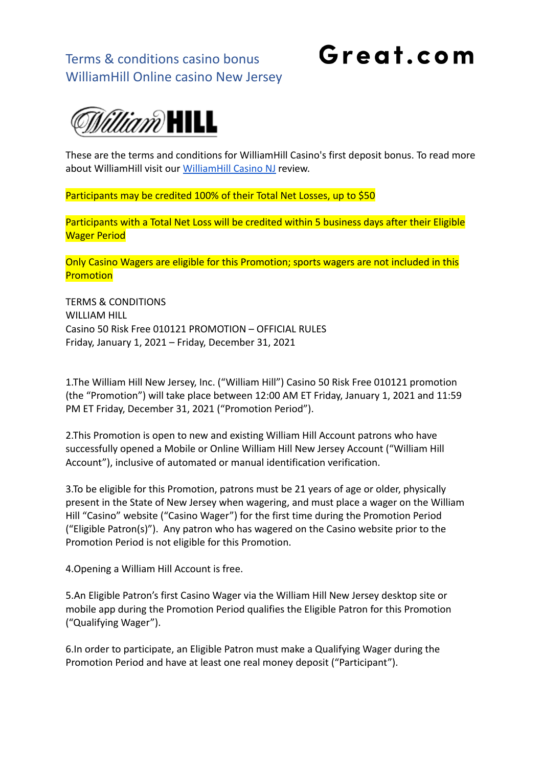# Terms & conditions casino bonus WilliamHill Online casino New Jersey

**Great.com**

These are the terms and conditions for WilliamHill Casino's first deposit bonus. To read more about WilliamHill visit our [WilliamHill Casino NJ](#) review.

Participants may be credited 100% of their Total Net Losses, up to $50

Participants with a Total Net Loss will be credited within 5 business days after their Eligible Wager Period

Only Casino Wagers are eligible for this Promotion; sports wagers are not included in this Promotion

TERMS & CONDITIONS
WILLIAM HILL
Casino 50 Risk Free 010121 PROMOTION – OFFICIAL RULES
Friday, January 1, 2021 – Friday, December 31, 2021

1.The William Hill New Jersey, Inc. ("William Hill") Casino 50 Risk Free 010121 promotion (the "Promotion") will take place between 12:00 AM ET Friday, January 1, 2021 and 11:59 PM ET Friday, December 31, 2021 ("Promotion Period").

2.This Promotion is open to new and existing William Hill Account patrons who have successfully opened a Mobile or Online William Hill New Jersey Account ("William Hill Account"), inclusive of automated or manual identification verification.

3.To be eligible for this Promotion, patrons must be 21 years of age or older, physically present in the State of New Jersey when wagering, and must place a wager on the William Hill "Casino" website ("Casino Wager") for the first time during the Promotion Period ("Eligible Patron(s)"). Any patron who has wagered on the Casino website prior to the Promotion Period is not eligible for this Promotion.

4.Opening a William Hill Account is free.

5.An Eligible Patron's first Casino Wager via the William Hill New Jersey desktop site or mobile app during the Promotion Period qualifies the Eligible Patron for this Promotion ("Qualifying Wager").

6.In order to participate, an Eligible Patron must make a Qualifying Wager during the Promotion Period and have at least one real money deposit ("Participant").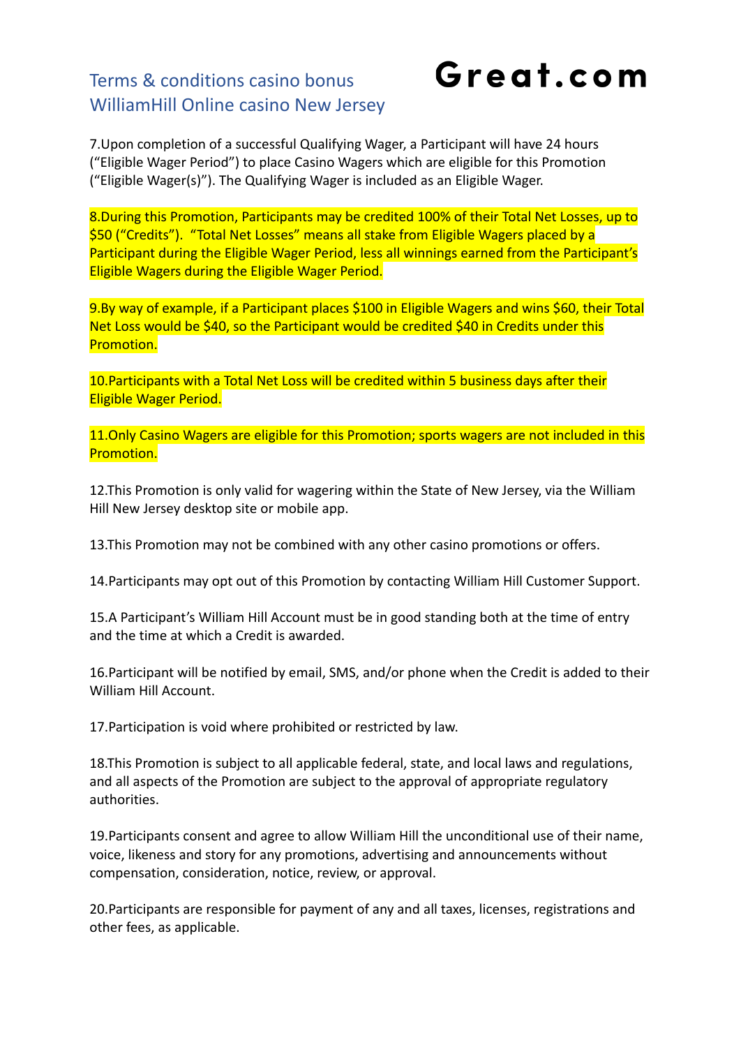Terms & conditions casino bonus WilliamHill Online casino New Jersey

**Great.com**

7.Upon completion of a successful Qualifying Wager, a Participant will have 24 hours ("Eligible Wager Period") to place Casino Wagers which are eligible for this Promotion ("Eligible Wager(s)"). The Qualifying Wager is included as an Eligible Wager.

8.During this Promotion, Participants may be credited 100% of their Total Net Losses, up to $50 ("Credits"). "Total Net Losses" means all stake from Eligible Wagers placed by a Participant during the Eligible Wager Period, less all winnings earned from the Participant's Eligible Wagers during the Eligible Wager Period.

9.By way of example, if a Participant places $100 in Eligible Wagers and wins $60, their Total Net Loss would be $40, so the Participant would be credited $40 in Credits under this Promotion.

10.Participants with a Total Net Loss will be credited within 5 business days after their Eligible Wager Period.

11.Only Casino Wagers are eligible for this Promotion; sports wagers are not included in this Promotion.

12.This Promotion is only valid for wagering within the State of New Jersey, via the William Hill New Jersey desktop site or mobile app.

13.This Promotion may not be combined with any other casino promotions or offers.

14.Participants may opt out of this Promotion by contacting William Hill Customer Support.

15.A Participant's William Hill Account must be in good standing both at the time of entry and the time at which a Credit is awarded.

16.Participant will be notified by email, SMS, and/or phone when the Credit is added to their William Hill Account.

17.Participation is void where prohibited or restricted by law.

18.This Promotion is subject to all applicable federal, state, and local laws and regulations, and all aspects of the Promotion are subject to the approval of appropriate regulatory authorities.

19.Participants consent and agree to allow William Hill the unconditional use of their name, voice, likeness and story for any promotions, advertising and announcements without compensation, consideration, notice, review, or approval.

20.Participants are responsible for payment of any and all taxes, licenses, registrations and other fees, as applicable.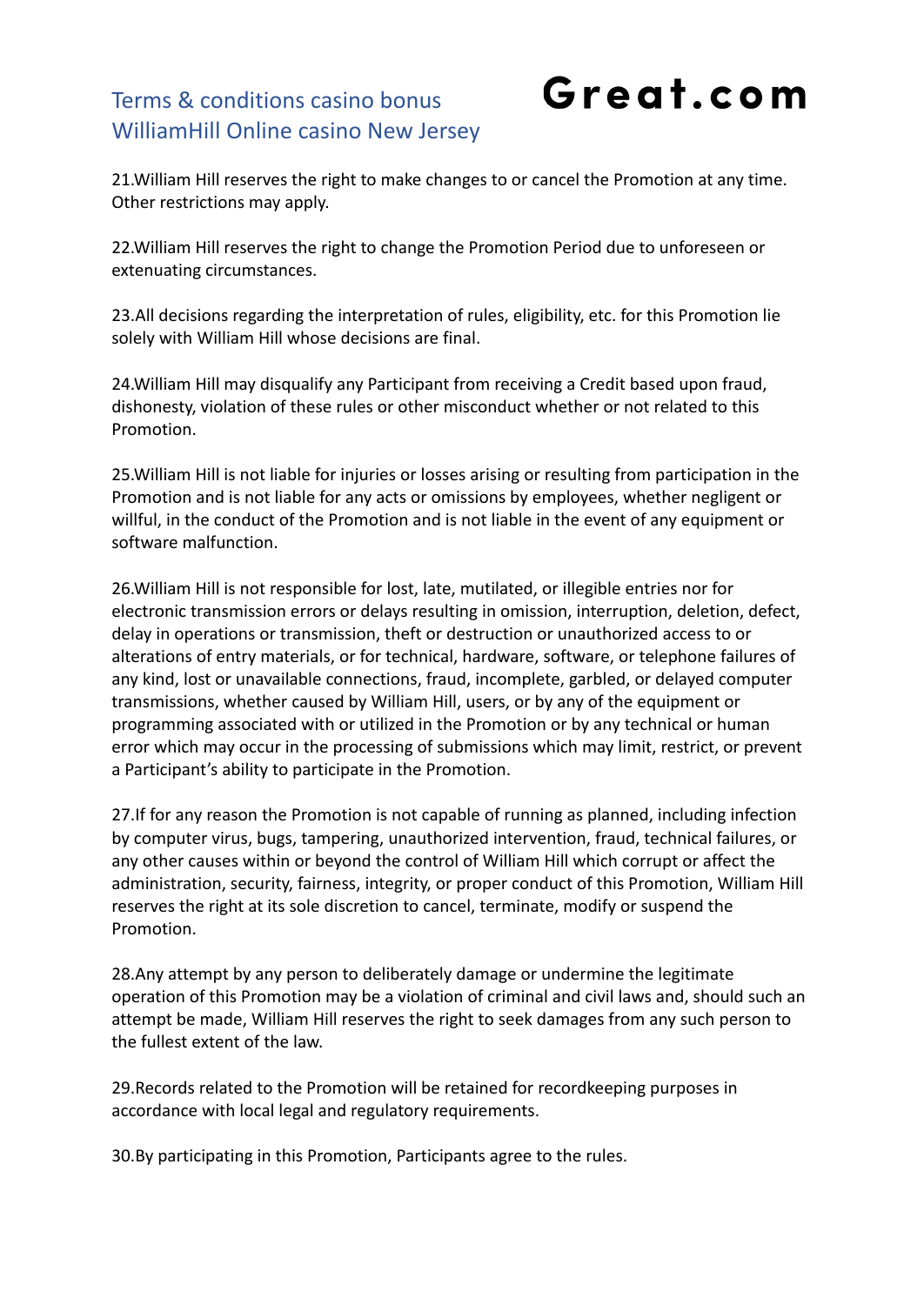21.William Hill reserves the right to make changes to or cancel the Promotion at any time. Other restrictions may apply.

22.William Hill reserves the right to change the Promotion Period due to unforeseen or extenuating circumstances.

23.All decisions regarding the interpretation of rules, eligibility, etc. for this Promotion lie solely with William Hill whose decisions are final.

24.William Hill may disqualify any Participant from receiving a Credit based upon fraud, dishonesty, violation of these rules or other misconduct whether or not related to this Promotion.

25.William Hill is not liable for injuries or losses arising or resulting from participation in the Promotion and is not liable for any acts or omissions by employees, whether negligent or willful, in the conduct of the Promotion and is not liable in the event of any equipment or software malfunction.

26.William Hill is not responsible for lost, late, mutilated, or illegible entries nor for electronic transmission errors or delays resulting in omission, interruption, deletion, defect, delay in operations or transmission, theft or destruction or unauthorized access to or alterations of entry materials, or for technical, hardware, software, or telephone failures of any kind, lost or unavailable connections, fraud, incomplete, garbled, or delayed computer transmissions, whether caused by William Hill, users, or by any of the equipment or programming associated with or utilized in the Promotion or by any technical or human error which may occur in the processing of submissions which may limit, restrict, or prevent a Participant's ability to participate in the Promotion.

27.If for any reason the Promotion is not capable of running as planned, including infection by computer virus, bugs, tampering, unauthorized intervention, fraud, technical failures, or any other causes within or beyond the control of William Hill which corrupt or affect the administration, security, fairness, integrity, or proper conduct of this Promotion, William Hill reserves the right at its sole discretion to cancel, terminate, modify or suspend the Promotion.

28.Any attempt by any person to deliberately damage or undermine the legitimate operation of this Promotion may be a violation of criminal and civil laws and, should such an attempt be made, William Hill reserves the right to seek damages from any such person to the fullest extent of the law.

29.Records related to the Promotion will be retained for recordkeeping purposes in accordance with local legal and regulatory requirements.

30.By participating in this Promotion, Participants agree to the rules.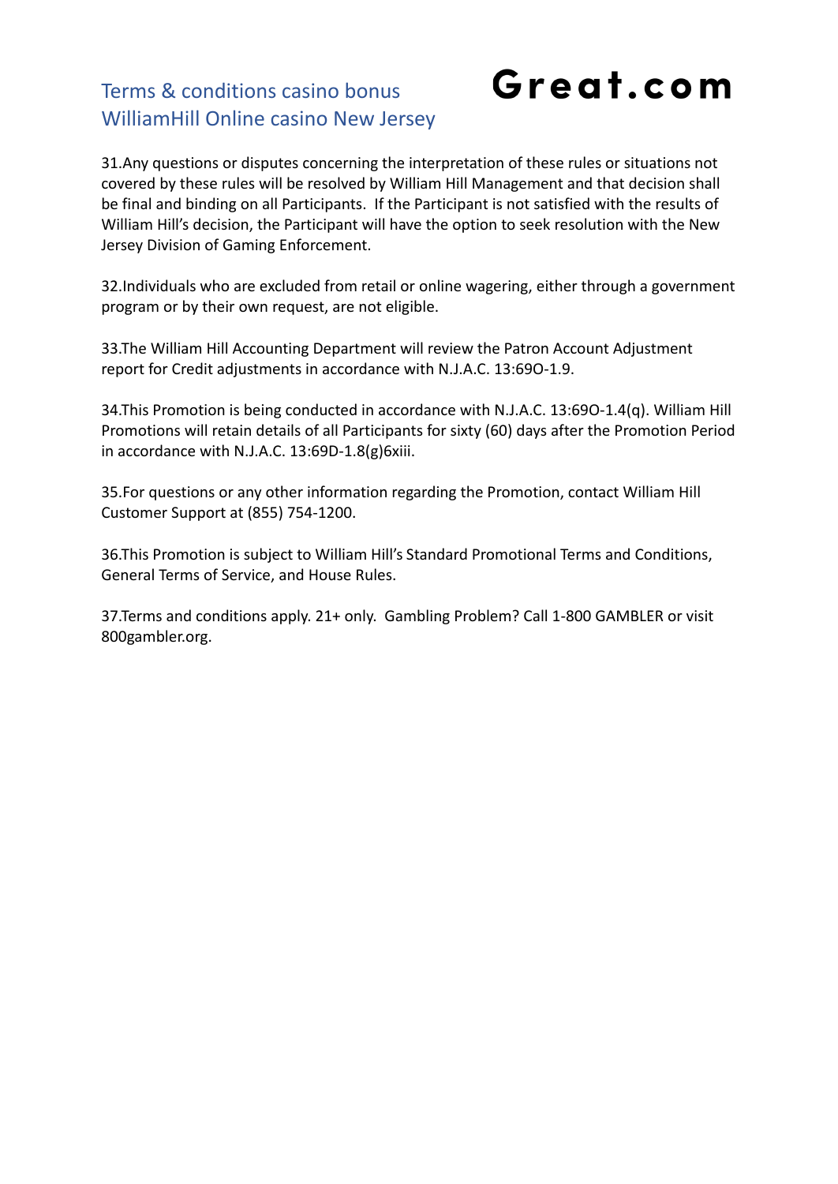Terms & conditions casino bonus WilliamHill Online casino New Jersey

**Great.com**

31.Any questions or disputes concerning the interpretation of these rules or situations not covered by these rules will be resolved by William Hill Management and that decision shall be final and binding on all Participants. If the Participant is not satisfied with the results of William Hill's decision, the Participant will have the option to seek resolution with the New Jersey Division of Gaming Enforcement.

32.Individuals who are excluded from retail or online wagering, either through a government program or by their own request, are not eligible.

33.The William Hill Accounting Department will review the Patron Account Adjustment report for Credit adjustments in accordance with N.J.A.C. 13:69O-1.9.

34.This Promotion is being conducted in accordance with N.J.A.C. 13:69O-1.4(q). William Hill Promotions will retain details of all Participants for sixty (60) days after the Promotion Period in accordance with N.J.A.C. 13:69D-1.8(g)6xiii.

35.For questions or any other information regarding the Promotion, contact William Hill Customer Support at (855) 754-1200.

36.This Promotion is subject to William Hill's Standard Promotional Terms and Conditions, General Terms of Service, and House Rules.

37.Terms and conditions apply. 21+ only. Gambling Problem? Call 1-800 GAMBLER or visit 800gambler.org.